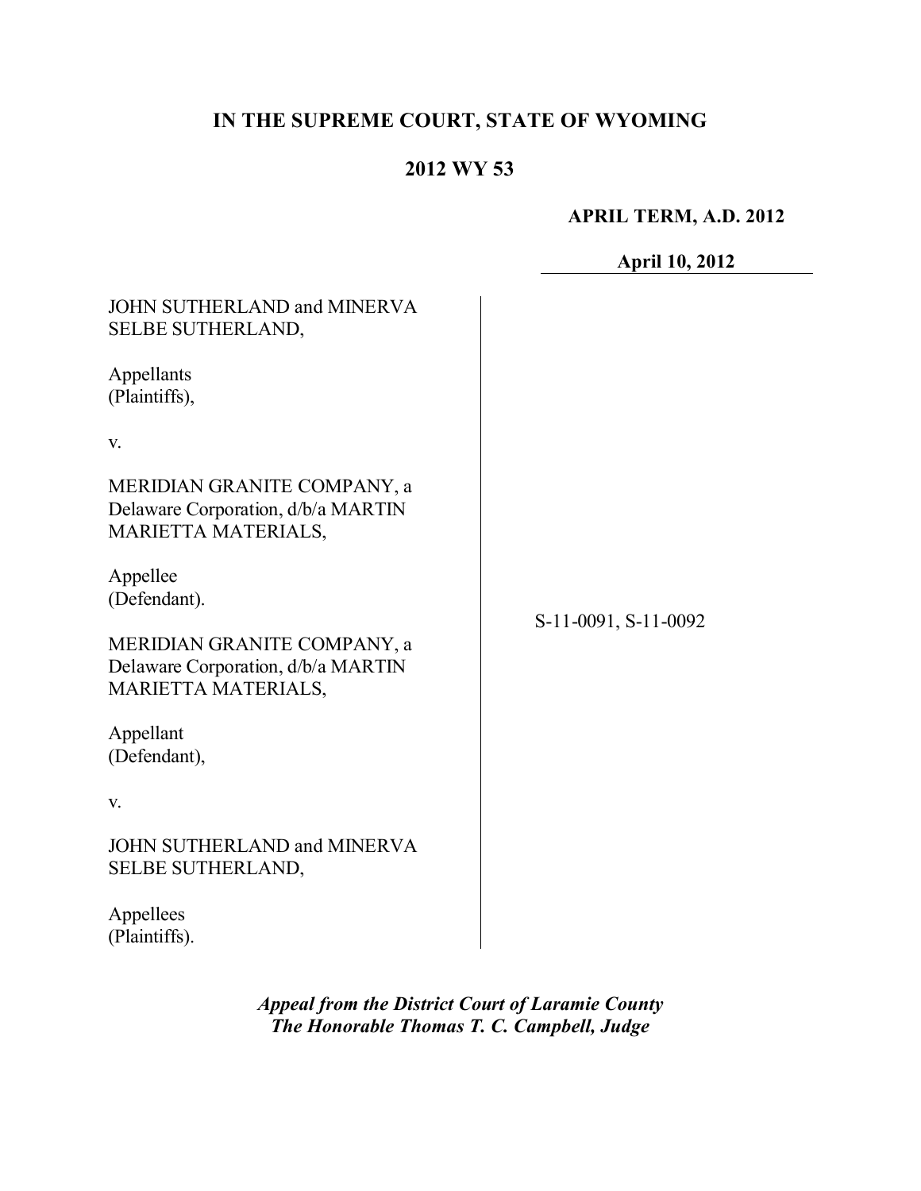# IN THE SUPREME COURT, STATE OF WYOMING

## 2012 WY 53

**APRIL TERM, A.D. 2012**

**April 10, 2012**

| | |
|---|---|
| JOHN SUTHERLAND and MINERVA SELBE SUTHERLAND,<br><br>Appellants (Plaintiffs),<br><br>v.<br><br>MERIDIAN GRANITE COMPANY, a Delaware Corporation, d/b/a MARTIN MARIETTA MATERIALS,<br><br>Appellee (Defendant).<br><br>MERIDIAN GRANITE COMPANY, a Delaware Corporation, d/b/a MARTIN MARIETTA MATERIALS,<br><br>Appellant (Defendant),<br><br>v.<br><br>JOHN SUTHERLAND and MINERVA SELBE SUTHERLAND,<br><br>Appellees (Plaintiffs). | S-11-0091, S-11-0092 |

***Appeal from the District Court of Laramie County***
***The Honorable Thomas T. C. Campbell, Judge***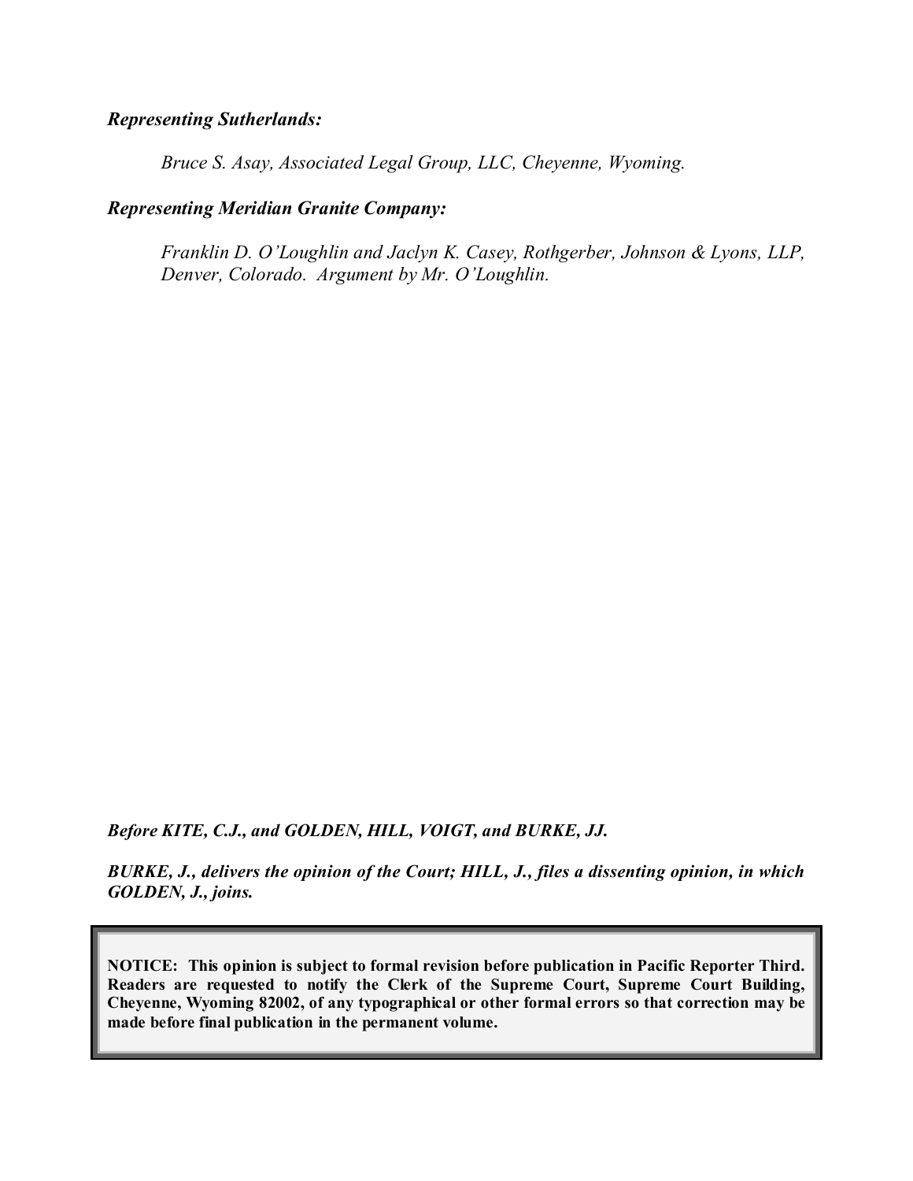***Representing Sutherlands:***

*Bruce S. Asay, Associated Legal Group, LLC, Cheyenne, Wyoming.*

***Representing Meridian Granite Company:***

*Franklin D. O'Loughlin and Jaclyn K. Casey, Rothgerber, Johnson & Lyons, LLP, Denver, Colorado. Argument by Mr. O'Loughlin.*

***Before KITE, C.J., and GOLDEN, HILL, VOIGT, and BURKE, JJ.***

***BURKE, J., delivers the opinion of the Court; HILL, J., files a dissenting opinion, in which GOLDEN, J., joins.***

**NOTICE: This opinion is subject to formal revision before publication in Pacific Reporter Third. Readers are requested to notify the Clerk of the Supreme Court, Supreme Court Building, Cheyenne, Wyoming 82002, of any typographical or other formal errors so that correction may be made before final publication in the permanent volume.**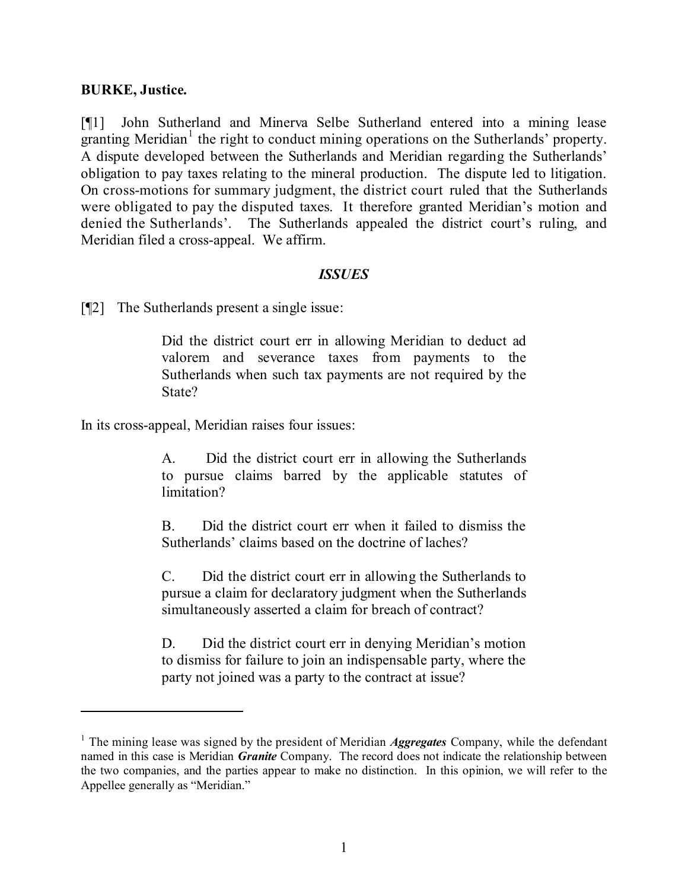**BURKE, Justice.**

[¶1] John Sutherland and Minerva Selbe Sutherland entered into a mining lease granting Meridian[1] the right to conduct mining operations on the Sutherlands' property. A dispute developed between the Sutherlands and Meridian regarding the Sutherlands' obligation to pay taxes relating to the mineral production. The dispute led to litigation. On cross-motions for summary judgment, the district court ruled that the Sutherlands were obligated to pay the disputed taxes. It therefore granted Meridian's motion and denied the Sutherlands'. The Sutherlands appealed the district court's ruling, and Meridian filed a cross-appeal. We affirm.

### *ISSUES*

[¶2] The Sutherlands present a single issue:

> Did the district court err in allowing Meridian to deduct ad valorem and severance taxes from payments to the Sutherlands when such tax payments are not required by the State?

In its cross-appeal, Meridian raises four issues:

> A. Did the district court err in allowing the Sutherlands to pursue claims barred by the applicable statutes of limitation?
>
> B. Did the district court err when it failed to dismiss the Sutherlands' claims based on the doctrine of laches?
>
> C. Did the district court err in allowing the Sutherlands to pursue a claim for declaratory judgment when the Sutherlands simultaneously asserted a claim for breach of contract?
>
> D. Did the district court err in denying Meridian's motion to dismiss for failure to join an indispensable party, where the party not joined was a party to the contract at issue?

---

[1] The mining lease was signed by the president of Meridian ***Aggregates*** Company, while the defendant named in this case is Meridian ***Granite*** Company. The record does not indicate the relationship between the two companies, and the parties appear to make no distinction. In this opinion, we will refer to the Appellee generally as "Meridian."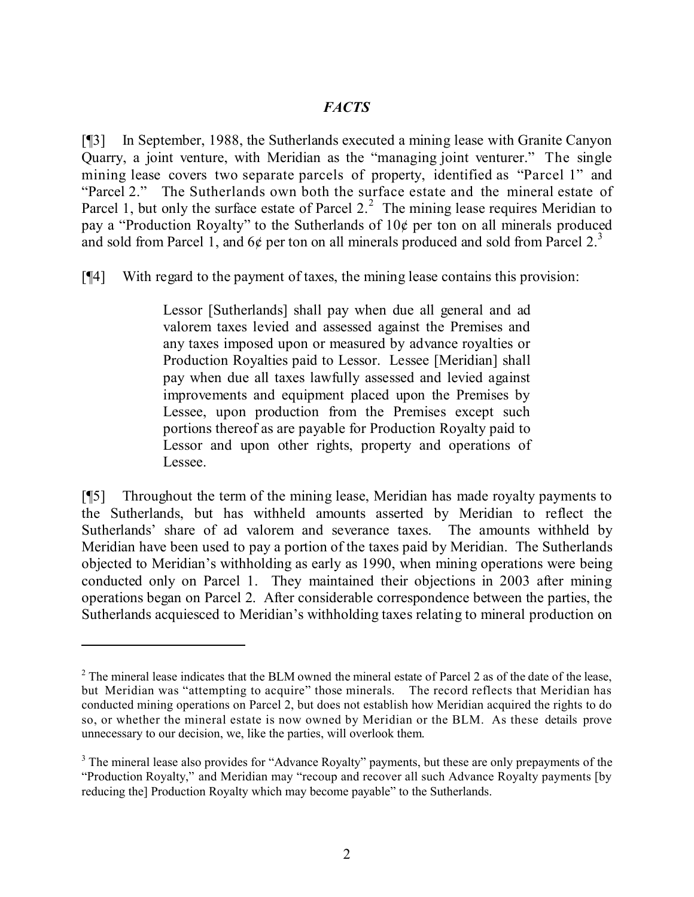## *FACTS*

[¶3] In September, 1988, the Sutherlands executed a mining lease with Granite Canyon Quarry, a joint venture, with Meridian as the "managing joint venturer." The single mining lease covers two separate parcels of property, identified as "Parcel 1" and "Parcel 2." The Sutherlands own both the surface estate and the mineral estate of Parcel 1, but only the surface estate of Parcel 2.[2] The mining lease requires Meridian to pay a "Production Royalty" to the Sutherlands of 10¢ per ton on all minerals produced and sold from Parcel 1, and 6¢ per ton on all minerals produced and sold from Parcel 2.[3]

[¶4] With regard to the payment of taxes, the mining lease contains this provision:

> Lessor [Sutherlands] shall pay when due all general and ad valorem taxes levied and assessed against the Premises and any taxes imposed upon or measured by advance royalties or Production Royalties paid to Lessor. Lessee [Meridian] shall pay when due all taxes lawfully assessed and levied against improvements and equipment placed upon the Premises by Lessee, upon production from the Premises except such portions thereof as are payable for Production Royalty paid to Lessor and upon other rights, property and operations of Lessee.

[¶5] Throughout the term of the mining lease, Meridian has made royalty payments to the Sutherlands, but has withheld amounts asserted by Meridian to reflect the Sutherlands' share of ad valorem and severance taxes. The amounts withheld by Meridian have been used to pay a portion of the taxes paid by Meridian. The Sutherlands objected to Meridian's withholding as early as 1990, when mining operations were being conducted only on Parcel 1. They maintained their objections in 2003 after mining operations began on Parcel 2. After considerable correspondence between the parties, the Sutherlands acquiesced to Meridian's withholding taxes relating to mineral production on

---

[2] The mineral lease indicates that the BLM owned the mineral estate of Parcel 2 as of the date of the lease, but Meridian was "attempting to acquire" those minerals. The record reflects that Meridian has conducted mining operations on Parcel 2, but does not establish how Meridian acquired the rights to do so, or whether the mineral estate is now owned by Meridian or the BLM. As these details prove unnecessary to our decision, we, like the parties, will overlook them.

[3] The mineral lease also provides for "Advance Royalty" payments, but these are only prepayments of the "Production Royalty," and Meridian may "recoup and recover all such Advance Royalty payments [by reducing the] Production Royalty which may become payable" to the Sutherlands.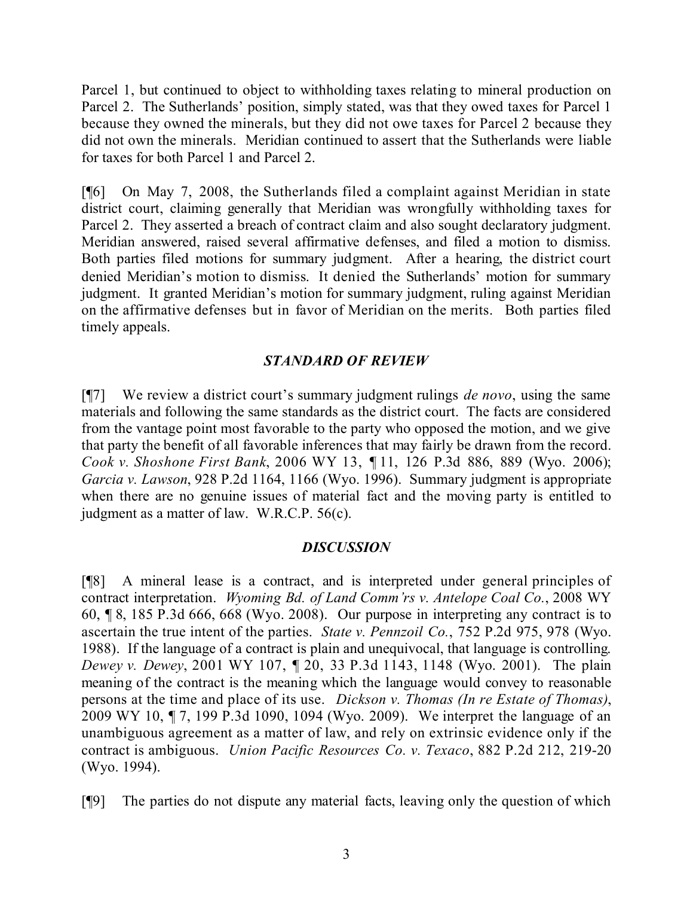Parcel 1, but continued to object to withholding taxes relating to mineral production on Parcel 2. The Sutherlands' position, simply stated, was that they owed taxes for Parcel 1 because they owned the minerals, but they did not owe taxes for Parcel 2 because they did not own the minerals. Meridian continued to assert that the Sutherlands were liable for taxes for both Parcel 1 and Parcel 2.

[¶6] On May 7, 2008, the Sutherlands filed a complaint against Meridian in state district court, claiming generally that Meridian was wrongfully withholding taxes for Parcel 2. They asserted a breach of contract claim and also sought declaratory judgment. Meridian answered, raised several affirmative defenses, and filed a motion to dismiss. Both parties filed motions for summary judgment. After a hearing, the district court denied Meridian's motion to dismiss. It denied the Sutherlands' motion for summary judgment. It granted Meridian's motion for summary judgment, ruling against Meridian on the affirmative defenses but in favor of Meridian on the merits. Both parties filed timely appeals.

### *STANDARD OF REVIEW*

[¶7] We review a district court's summary judgment rulings *de novo*, using the same materials and following the same standards as the district court. The facts are considered from the vantage point most favorable to the party who opposed the motion, and we give that party the benefit of all favorable inferences that may fairly be drawn from the record. *Cook v. Shoshone First Bank*, 2006 WY 13, ¶ 11, 126 P.3d 886, 889 (Wyo. 2006); *Garcia v. Lawson*, 928 P.2d 1164, 1166 (Wyo. 1996). Summary judgment is appropriate when there are no genuine issues of material fact and the moving party is entitled to judgment as a matter of law. W.R.C.P. 56(c).

### *DISCUSSION*

[¶8] A mineral lease is a contract, and is interpreted under general principles of contract interpretation. *Wyoming Bd. of Land Comm'rs v. Antelope Coal Co.*, 2008 WY 60, ¶ 8, 185 P.3d 666, 668 (Wyo. 2008). Our purpose in interpreting any contract is to ascertain the true intent of the parties. *State v. Pennzoil Co.*, 752 P.2d 975, 978 (Wyo. 1988). If the language of a contract is plain and unequivocal, that language is controlling. *Dewey v. Dewey*, 2001 WY 107, ¶ 20, 33 P.3d 1143, 1148 (Wyo. 2001). The plain meaning of the contract is the meaning which the language would convey to reasonable persons at the time and place of its use. *Dickson v. Thomas (In re Estate of Thomas)*, 2009 WY 10, ¶ 7, 199 P.3d 1090, 1094 (Wyo. 2009). We interpret the language of an unambiguous agreement as a matter of law, and rely on extrinsic evidence only if the contract is ambiguous. *Union Pacific Resources Co. v. Texaco*, 882 P.2d 212, 219-20 (Wyo. 1994).

[¶9] The parties do not dispute any material facts, leaving only the question of which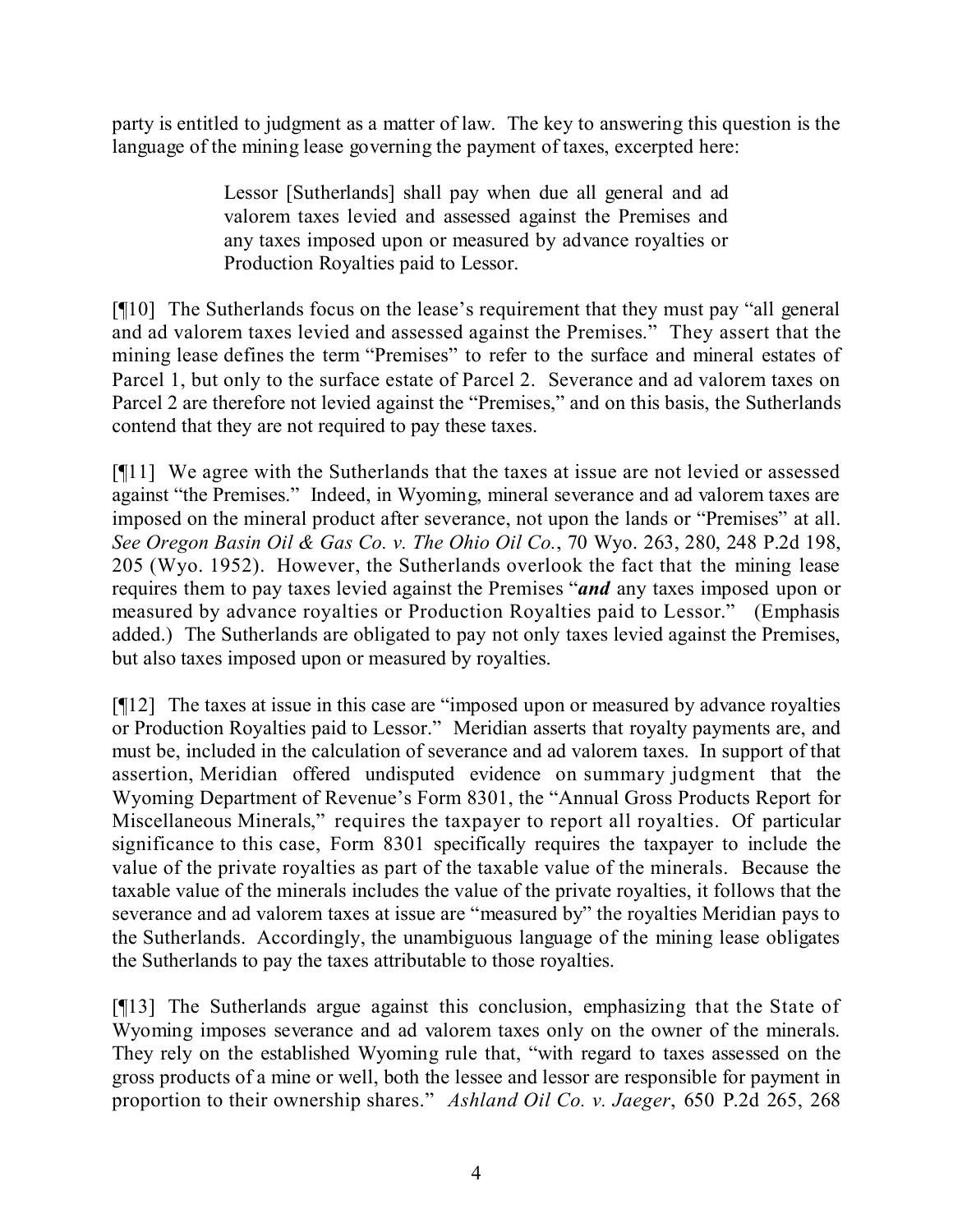party is entitled to judgment as a matter of law. The key to answering this question is the language of the mining lease governing the payment of taxes, excerpted here:

> Lessor [Sutherlands] shall pay when due all general and ad valorem taxes levied and assessed against the Premises and any taxes imposed upon or measured by advance royalties or Production Royalties paid to Lessor.

[¶10] The Sutherlands focus on the lease's requirement that they must pay "all general and ad valorem taxes levied and assessed against the Premises." They assert that the mining lease defines the term "Premises" to refer to the surface and mineral estates of Parcel 1, but only to the surface estate of Parcel 2. Severance and ad valorem taxes on Parcel 2 are therefore not levied against the "Premises," and on this basis, the Sutherlands contend that they are not required to pay these taxes.

[¶11] We agree with the Sutherlands that the taxes at issue are not levied or assessed against "the Premises." Indeed, in Wyoming, mineral severance and ad valorem taxes are imposed on the mineral product after severance, not upon the lands or "Premises" at all. *See Oregon Basin Oil & Gas Co. v. The Ohio Oil Co.*, 70 Wyo. 263, 280, 248 P.2d 198, 205 (Wyo. 1952). However, the Sutherlands overlook the fact that the mining lease requires them to pay taxes levied against the Premises "***and*** any taxes imposed upon or measured by advance royalties or Production Royalties paid to Lessor." (Emphasis added.) The Sutherlands are obligated to pay not only taxes levied against the Premises, but also taxes imposed upon or measured by royalties.

[¶12] The taxes at issue in this case are "imposed upon or measured by advance royalties or Production Royalties paid to Lessor." Meridian asserts that royalty payments are, and must be, included in the calculation of severance and ad valorem taxes. In support of that assertion, Meridian offered undisputed evidence on summary judgment that the Wyoming Department of Revenue's Form 8301, the "Annual Gross Products Report for Miscellaneous Minerals," requires the taxpayer to report all royalties. Of particular significance to this case, Form 8301 specifically requires the taxpayer to include the value of the private royalties as part of the taxable value of the minerals. Because the taxable value of the minerals includes the value of the private royalties, it follows that the severance and ad valorem taxes at issue are "measured by" the royalties Meridian pays to the Sutherlands. Accordingly, the unambiguous language of the mining lease obligates the Sutherlands to pay the taxes attributable to those royalties.

[¶13] The Sutherlands argue against this conclusion, emphasizing that the State of Wyoming imposes severance and ad valorem taxes only on the owner of the minerals. They rely on the established Wyoming rule that, "with regard to taxes assessed on the gross products of a mine or well, both the lessee and lessor are responsible for payment in proportion to their ownership shares." *Ashland Oil Co. v. Jaeger*, 650 P.2d 265, 268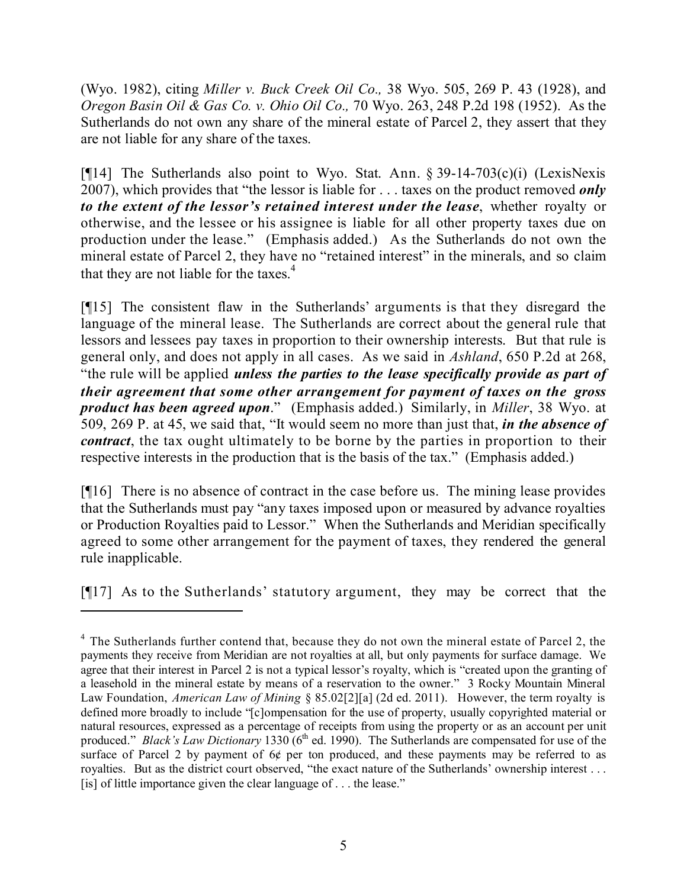(Wyo. 1982), citing *Miller v. Buck Creek Oil Co.,* 38 Wyo. 505, 269 P. 43 (1928), and *Oregon Basin Oil & Gas Co. v. Ohio Oil Co.,* 70 Wyo. 263, 248 P.2d 198 (1952). As the Sutherlands do not own any share of the mineral estate of Parcel 2, they assert that they are not liable for any share of the taxes.

[¶14] The Sutherlands also point to Wyo. Stat. Ann. § 39-14-703(c)(i) (LexisNexis 2007), which provides that "the lessor is liable for . . . taxes on the product removed ***only to the extent of the lessor's retained interest under the lease***, whether royalty or otherwise, and the lessee or his assignee is liable for all other property taxes due on production under the lease." (Emphasis added.) As the Sutherlands do not own the mineral estate of Parcel 2, they have no "retained interest" in the minerals, and so claim that they are not liable for the taxes.[4]

[¶15] The consistent flaw in the Sutherlands' arguments is that they disregard the language of the mineral lease. The Sutherlands are correct about the general rule that lessors and lessees pay taxes in proportion to their ownership interests. But that rule is general only, and does not apply in all cases. As we said in *Ashland*, 650 P.2d at 268, "the rule will be applied ***unless the parties to the lease specifically provide as part of their agreement that some other arrangement for payment of taxes on the gross product has been agreed upon***." (Emphasis added.) Similarly, in *Miller*, 38 Wyo. at 509, 269 P. at 45, we said that, "It would seem no more than just that, ***in the absence of contract***, the tax ought ultimately to be borne by the parties in proportion to their respective interests in the production that is the basis of the tax." (Emphasis added.)

[¶16] There is no absence of contract in the case before us. The mining lease provides that the Sutherlands must pay "any taxes imposed upon or measured by advance royalties or Production Royalties paid to Lessor." When the Sutherlands and Meridian specifically agreed to some other arrangement for the payment of taxes, they rendered the general rule inapplicable.

[¶17] As to the Sutherlands' statutory argument, they may be correct that the

---

[4] The Sutherlands further contend that, because they do not own the mineral estate of Parcel 2, the payments they receive from Meridian are not royalties at all, but only payments for surface damage. We agree that their interest in Parcel 2 is not a typical lessor's royalty, which is "created upon the granting of a leasehold in the mineral estate by means of a reservation to the owner." 3 Rocky Mountain Mineral Law Foundation, *American Law of Mining* § 85.02[2][a] (2d ed. 2011). However, the term royalty is defined more broadly to include "[c]ompensation for the use of property, usually copyrighted material or natural resources, expressed as a percentage of receipts from using the property or as an account per unit produced." *Black's Law Dictionary* 1330 (6th ed. 1990). The Sutherlands are compensated for use of the surface of Parcel 2 by payment of 6¢ per ton produced, and these payments may be referred to as royalties. But as the district court observed, "the exact nature of the Sutherlands' ownership interest . . . [is] of little importance given the clear language of . . . the lease."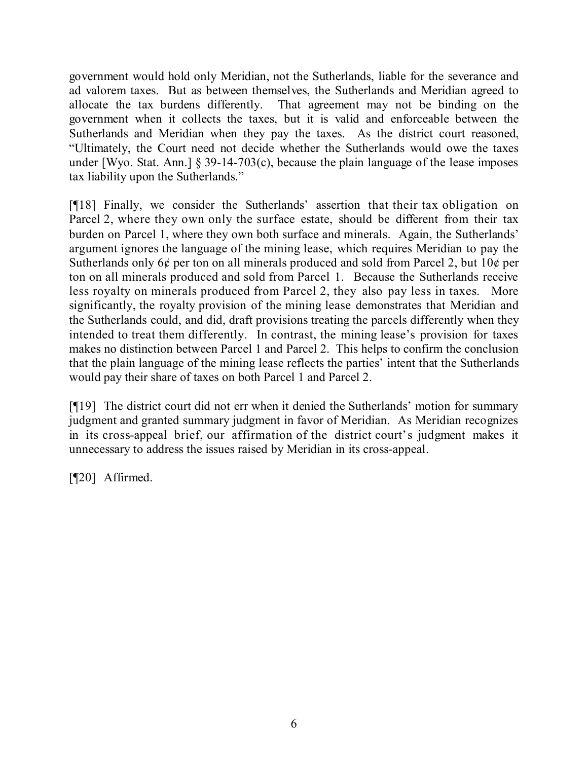government would hold only Meridian, not the Sutherlands, liable for the severance and ad valorem taxes. But as between themselves, the Sutherlands and Meridian agreed to allocate the tax burdens differently. That agreement may not be binding on the government when it collects the taxes, but it is valid and enforceable between the Sutherlands and Meridian when they pay the taxes. As the district court reasoned, "Ultimately, the Court need not decide whether the Sutherlands would owe the taxes under [Wyo. Stat. Ann.] § 39-14-703(c), because the plain language of the lease imposes tax liability upon the Sutherlands."

[¶18] Finally, we consider the Sutherlands' assertion that their tax obligation on Parcel 2, where they own only the surface estate, should be different from their tax burden on Parcel 1, where they own both surface and minerals. Again, the Sutherlands' argument ignores the language of the mining lease, which requires Meridian to pay the Sutherlands only 6¢ per ton on all minerals produced and sold from Parcel 2, but 10¢ per ton on all minerals produced and sold from Parcel 1. Because the Sutherlands receive less royalty on minerals produced from Parcel 2, they also pay less in taxes. More significantly, the royalty provision of the mining lease demonstrates that Meridian and the Sutherlands could, and did, draft provisions treating the parcels differently when they intended to treat them differently. In contrast, the mining lease's provision for taxes makes no distinction between Parcel 1 and Parcel 2. This helps to confirm the conclusion that the plain language of the mining lease reflects the parties' intent that the Sutherlands would pay their share of taxes on both Parcel 1 and Parcel 2.

[¶19] The district court did not err when it denied the Sutherlands' motion for summary judgment and granted summary judgment in favor of Meridian. As Meridian recognizes in its cross-appeal brief, our affirmation of the district court's judgment makes it unnecessary to address the issues raised by Meridian in its cross-appeal.

[¶20] Affirmed.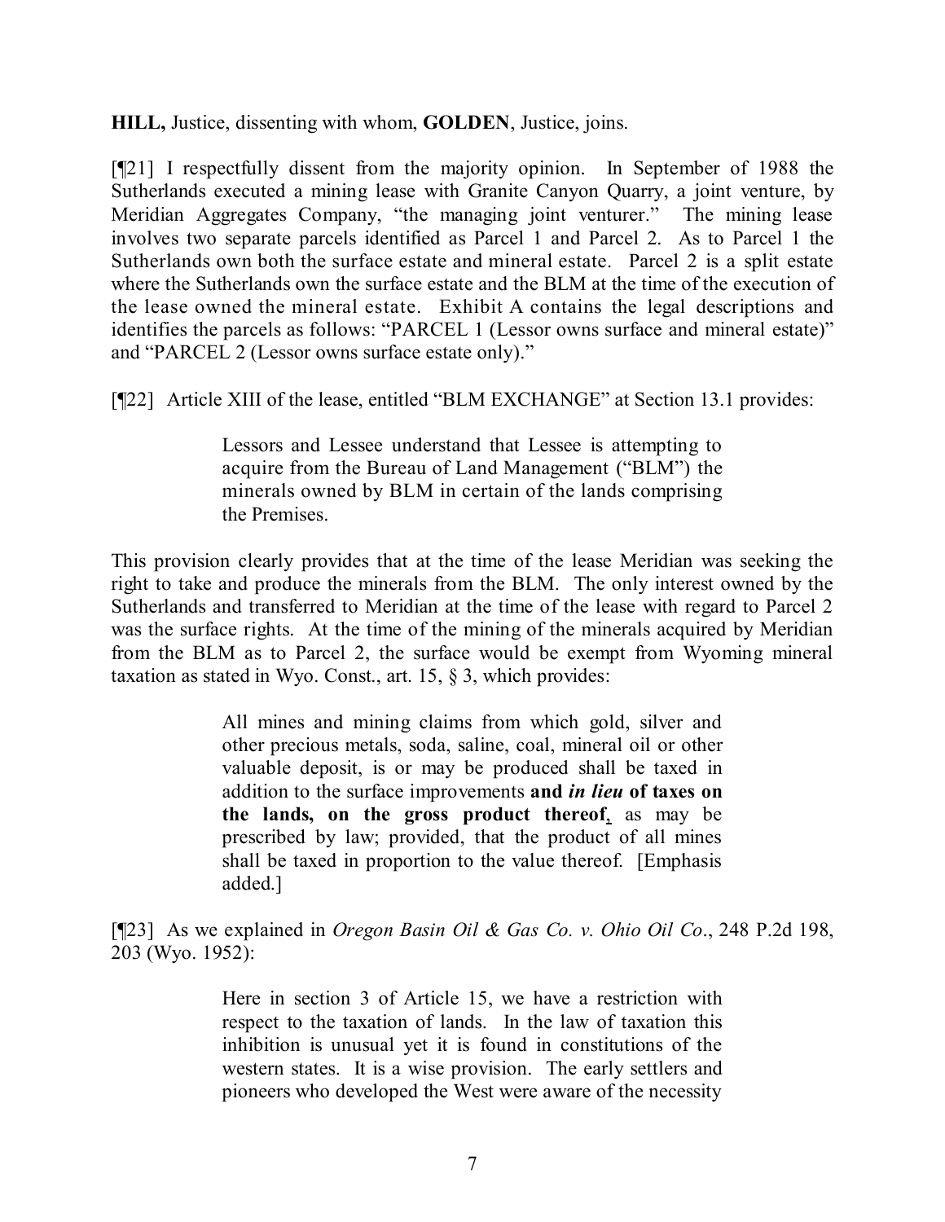**HILL,** Justice, dissenting with whom, **GOLDEN**, Justice, joins.

[¶21] I respectfully dissent from the majority opinion. In September of 1988 the Sutherlands executed a mining lease with Granite Canyon Quarry, a joint venture, by Meridian Aggregates Company, "the managing joint venturer." The mining lease involves two separate parcels identified as Parcel 1 and Parcel 2. As to Parcel 1 the Sutherlands own both the surface estate and mineral estate. Parcel 2 is a split estate where the Sutherlands own the surface estate and the BLM at the time of the execution of the lease owned the mineral estate. Exhibit A contains the legal descriptions and identifies the parcels as follows: "PARCEL 1 (Lessor owns surface and mineral estate)" and "PARCEL 2 (Lessor owns surface estate only)."

[¶22] Article XIII of the lease, entitled "BLM EXCHANGE" at Section 13.1 provides:

> Lessors and Lessee understand that Lessee is attempting to acquire from the Bureau of Land Management ("BLM") the minerals owned by BLM in certain of the lands comprising the Premises.

This provision clearly provides that at the time of the lease Meridian was seeking the right to take and produce the minerals from the BLM. The only interest owned by the Sutherlands and transferred to Meridian at the time of the lease with regard to Parcel 2 was the surface rights. At the time of the mining of the minerals acquired by Meridian from the BLM as to Parcel 2, the surface would be exempt from Wyoming mineral taxation as stated in Wyo. Const., art. 15, § 3, which provides:

> All mines and mining claims from which gold, silver and other precious metals, soda, saline, coal, mineral oil or other valuable deposit, is or may be produced shall be taxed in addition to the surface improvements **and *in lieu* of taxes on the lands, on the gross product thereof**, as may be prescribed by law; provided, that the product of all mines shall be taxed in proportion to the value thereof. [Emphasis added.]

[¶23] As we explained in *Oregon Basin Oil & Gas Co. v. Ohio Oil Co*., 248 P.2d 198, 203 (Wyo. 1952):

> Here in section 3 of Article 15, we have a restriction with respect to the taxation of lands. In the law of taxation this inhibition is unusual yet it is found in constitutions of the western states. It is a wise provision. The early settlers and pioneers who developed the West were aware of the necessity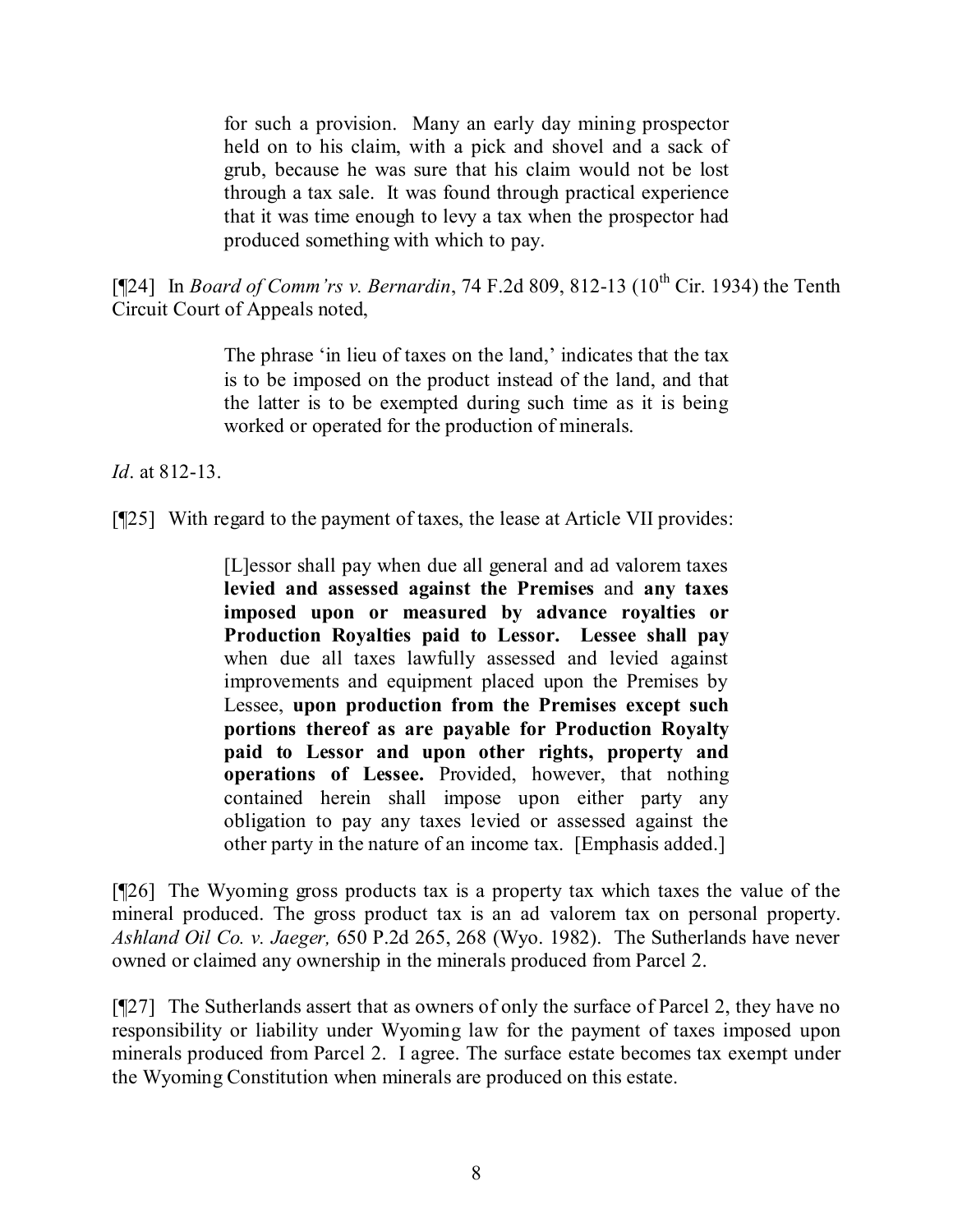> for such a provision. Many an early day mining prospector held on to his claim, with a pick and shovel and a sack of grub, because he was sure that his claim would not be lost through a tax sale. It was found through practical experience that it was time enough to levy a tax when the prospector had produced something with which to pay.

[¶24] In *Board of Comm'rs v. Bernardin*, 74 F.2d 809, 812-13 (10th Cir. 1934) the Tenth Circuit Court of Appeals noted,

> The phrase 'in lieu of taxes on the land,' indicates that the tax is to be imposed on the product instead of the land, and that the latter is to be exempted during such time as it is being worked or operated for the production of minerals.

*Id*. at 812-13.

[¶25] With regard to the payment of taxes, the lease at Article VII provides:

> [L]essor shall pay when due all general and ad valorem taxes **levied and assessed against the Premises** and **any taxes imposed upon or measured by advance royalties or Production Royalties paid to Lessor. Lessee shall pay** when due all taxes lawfully assessed and levied against improvements and equipment placed upon the Premises by Lessee, **upon production from the Premises except such portions thereof as are payable for Production Royalty paid to Lessor and upon other rights, property and operations of Lessee.** Provided, however, that nothing contained herein shall impose upon either party any obligation to pay any taxes levied or assessed against the other party in the nature of an income tax. [Emphasis added.]

[¶26] The Wyoming gross products tax is a property tax which taxes the value of the mineral produced. The gross product tax is an ad valorem tax on personal property. *Ashland Oil Co. v. Jaeger,* 650 P.2d 265, 268 (Wyo. 1982). The Sutherlands have never owned or claimed any ownership in the minerals produced from Parcel 2.

[¶27] The Sutherlands assert that as owners of only the surface of Parcel 2, they have no responsibility or liability under Wyoming law for the payment of taxes imposed upon minerals produced from Parcel 2. I agree. The surface estate becomes tax exempt under the Wyoming Constitution when minerals are produced on this estate.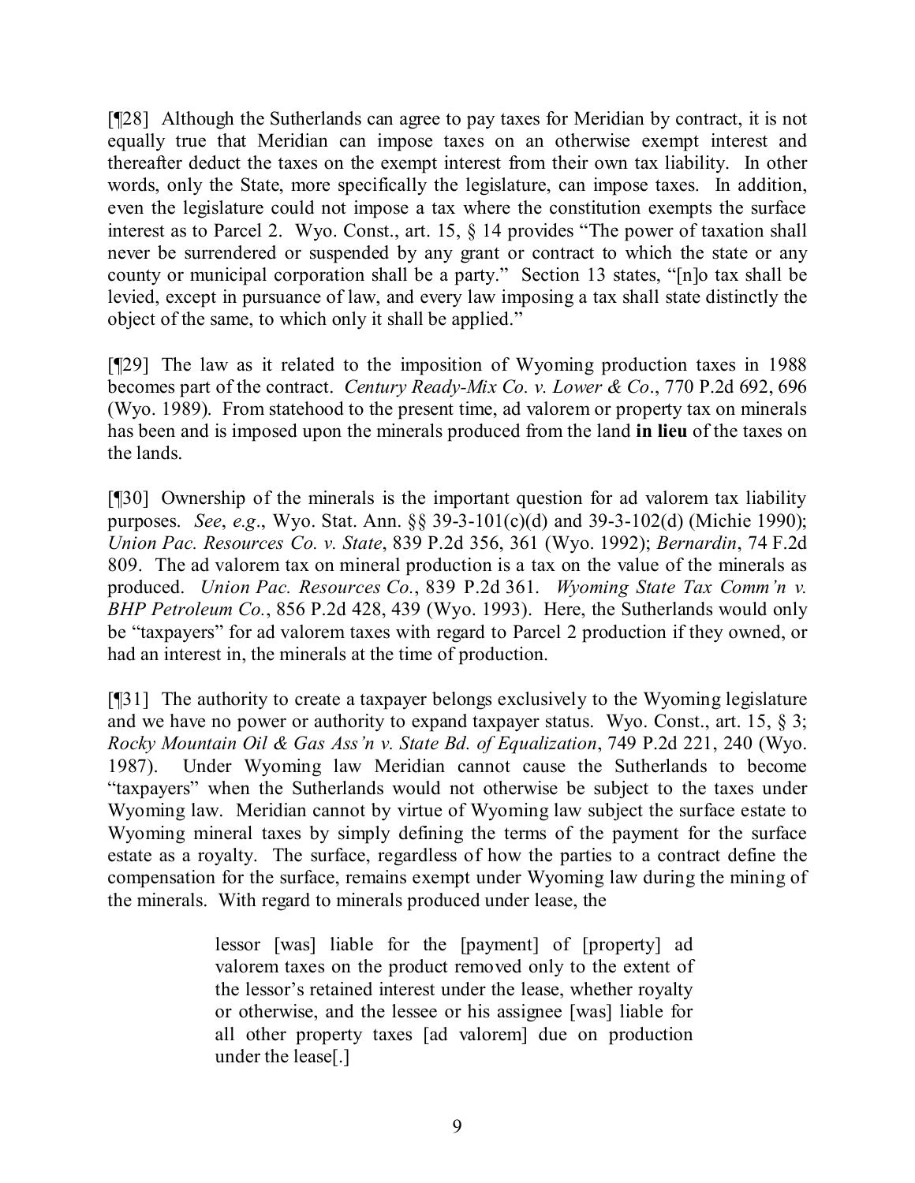[¶28] Although the Sutherlands can agree to pay taxes for Meridian by contract, it is not equally true that Meridian can impose taxes on an otherwise exempt interest and thereafter deduct the taxes on the exempt interest from their own tax liability. In other words, only the State, more specifically the legislature, can impose taxes. In addition, even the legislature could not impose a tax where the constitution exempts the surface interest as to Parcel 2. Wyo. Const., art. 15, § 14 provides "The power of taxation shall never be surrendered or suspended by any grant or contract to which the state or any county or municipal corporation shall be a party." Section 13 states, "[n]o tax shall be levied, except in pursuance of law, and every law imposing a tax shall state distinctly the object of the same, to which only it shall be applied."

[¶29] The law as it related to the imposition of Wyoming production taxes in 1988 becomes part of the contract. *Century Ready-Mix Co. v. Lower & Co*., 770 P.2d 692, 696 (Wyo. 1989). From statehood to the present time, ad valorem or property tax on minerals has been and is imposed upon the minerals produced from the land **in lieu** of the taxes on the lands.

[¶30] Ownership of the minerals is the important question for ad valorem tax liability purposes. *See*, *e.g*., Wyo. Stat. Ann. §§ 39-3-101(c)(d) and 39-3-102(d) (Michie 1990); *Union Pac. Resources Co. v. State*, 839 P.2d 356, 361 (Wyo. 1992); *Bernardin*, 74 F.2d 809. The ad valorem tax on mineral production is a tax on the value of the minerals as produced. *Union Pac. Resources Co.*, 839 P.2d 361. *Wyoming State Tax Comm'n v. BHP Petroleum Co.*, 856 P.2d 428, 439 (Wyo. 1993). Here, the Sutherlands would only be "taxpayers" for ad valorem taxes with regard to Parcel 2 production if they owned, or had an interest in, the minerals at the time of production.

[¶31] The authority to create a taxpayer belongs exclusively to the Wyoming legislature and we have no power or authority to expand taxpayer status. Wyo. Const., art. 15, § 3; *Rocky Mountain Oil & Gas Ass'n v. State Bd. of Equalization*, 749 P.2d 221, 240 (Wyo. 1987). Under Wyoming law Meridian cannot cause the Sutherlands to become "taxpayers" when the Sutherlands would not otherwise be subject to the taxes under Wyoming law. Meridian cannot by virtue of Wyoming law subject the surface estate to Wyoming mineral taxes by simply defining the terms of the payment for the surface estate as a royalty. The surface, regardless of how the parties to a contract define the compensation for the surface, remains exempt under Wyoming law during the mining of the minerals. With regard to minerals produced under lease, the

> lessor [was] liable for the [payment] of [property] ad valorem taxes on the product removed only to the extent of the lessor's retained interest under the lease, whether royalty or otherwise, and the lessee or his assignee [was] liable for all other property taxes [ad valorem] due on production under the lease[.]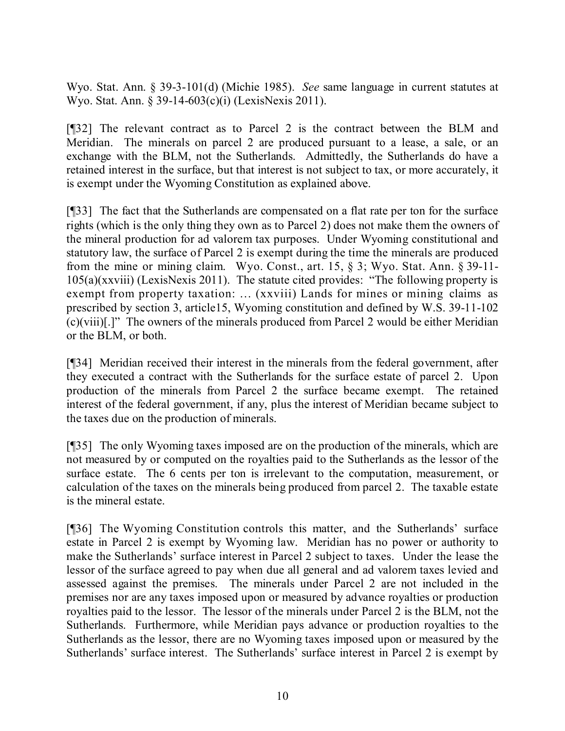Wyo. Stat. Ann. § 39-3-101(d) (Michie 1985). *See* same language in current statutes at Wyo. Stat. Ann. § 39-14-603(c)(i) (LexisNexis 2011).

[¶32] The relevant contract as to Parcel 2 is the contract between the BLM and Meridian. The minerals on parcel 2 are produced pursuant to a lease, a sale, or an exchange with the BLM, not the Sutherlands. Admittedly, the Sutherlands do have a retained interest in the surface, but that interest is not subject to tax, or more accurately, it is exempt under the Wyoming Constitution as explained above.

[¶33] The fact that the Sutherlands are compensated on a flat rate per ton for the surface rights (which is the only thing they own as to Parcel 2) does not make them the owners of the mineral production for ad valorem tax purposes. Under Wyoming constitutional and statutory law, the surface of Parcel 2 is exempt during the time the minerals are produced from the mine or mining claim. Wyo. Const., art. 15, § 3; Wyo. Stat. Ann. § 39-11-105(a)(xxviii) (LexisNexis 2011). The statute cited provides: "The following property is exempt from property taxation: … (xxviii) Lands for mines or mining claims as prescribed by section 3, article15, Wyoming constitution and defined by W.S. 39-11-102 (c)(viii)[.]" The owners of the minerals produced from Parcel 2 would be either Meridian or the BLM, or both.

[¶34] Meridian received their interest in the minerals from the federal government, after they executed a contract with the Sutherlands for the surface estate of parcel 2. Upon production of the minerals from Parcel 2 the surface became exempt. The retained interest of the federal government, if any, plus the interest of Meridian became subject to the taxes due on the production of minerals.

[¶35] The only Wyoming taxes imposed are on the production of the minerals, which are not measured by or computed on the royalties paid to the Sutherlands as the lessor of the surface estate. The 6 cents per ton is irrelevant to the computation, measurement, or calculation of the taxes on the minerals being produced from parcel 2. The taxable estate is the mineral estate.

[¶36] The Wyoming Constitution controls this matter, and the Sutherlands' surface estate in Parcel 2 is exempt by Wyoming law. Meridian has no power or authority to make the Sutherlands' surface interest in Parcel 2 subject to taxes. Under the lease the lessor of the surface agreed to pay when due all general and ad valorem taxes levied and assessed against the premises. The minerals under Parcel 2 are not included in the premises nor are any taxes imposed upon or measured by advance royalties or production royalties paid to the lessor. The lessor of the minerals under Parcel 2 is the BLM, not the Sutherlands. Furthermore, while Meridian pays advance or production royalties to the Sutherlands as the lessor, there are no Wyoming taxes imposed upon or measured by the Sutherlands' surface interest. The Sutherlands' surface interest in Parcel 2 is exempt by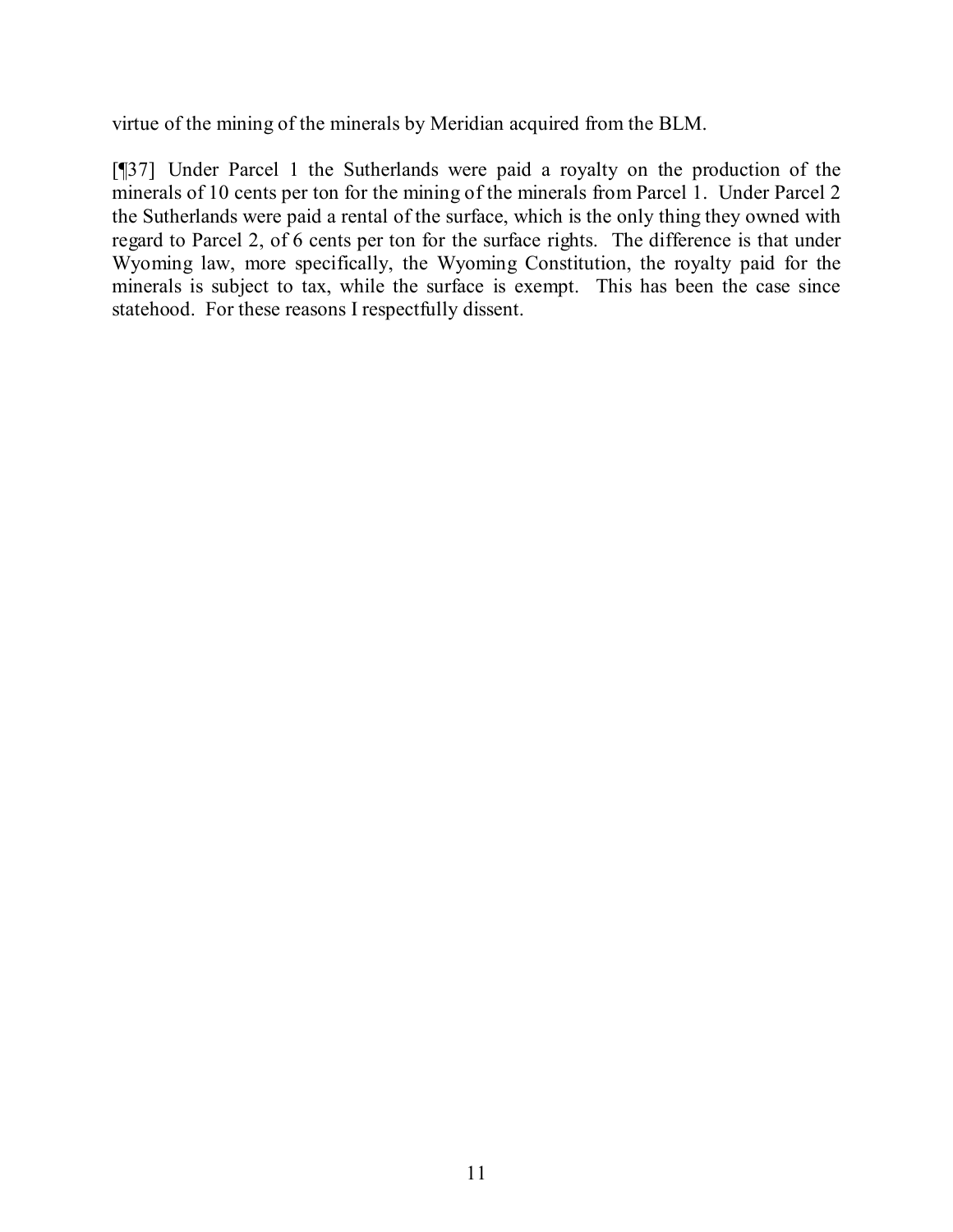virtue of the mining of the minerals by Meridian acquired from the BLM.

[¶37] Under Parcel 1 the Sutherlands were paid a royalty on the production of the minerals of 10 cents per ton for the mining of the minerals from Parcel 1. Under Parcel 2 the Sutherlands were paid a rental of the surface, which is the only thing they owned with regard to Parcel 2, of 6 cents per ton for the surface rights. The difference is that under Wyoming law, more specifically, the Wyoming Constitution, the royalty paid for the minerals is subject to tax, while the surface is exempt. This has been the case since statehood. For these reasons I respectfully dissent.